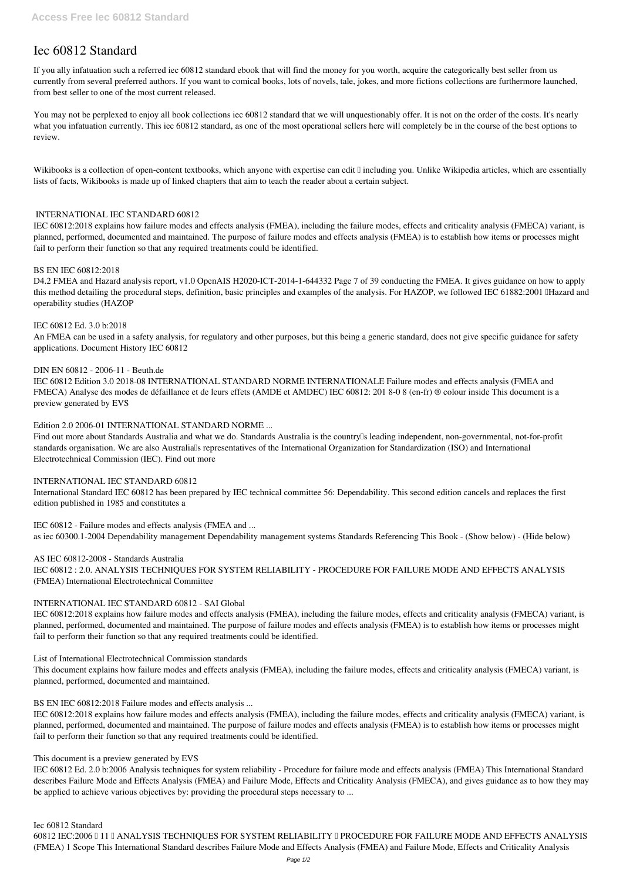# Iec 60812 Standard

If you ally infatuation such a referred iec 60812 standard ebook that will find the money for you worth, acquire the categorically best seller from us currently from several preferred authors. If you want to comical books, lots of novels, tale, jokes, and more fictions collections are furthermore launched, from best seller to one of the most current released.

You may not be perplexed to enjoy all book collections iec 60812 standard that we will unquestionably offer. It is not on the order of the costs. It's nearly what you infatuation currently. This iec 60812 standard, as one of the most operational sellers here will completely be in the course of the best options to review.

Wikibooks is a collection of open-content textbooks, which anyone with expertise can edit – including you. Unlike Wikipedia articles, which are essentially lists of facts, Wikibooks is made up of linked chapters that aim to teach the reader about a certain subject.

**INTERNATIONAL IEC STANDARD 60812**

IEC 60812:2018 explains how failure modes and effects analysis (FMEA), including the failure modes, effects and criticality analysis (FMECA) variant, is planned, performed, documented and maintained. The purpose of failure modes and effects analysis (FMEA) is to establish how items or processes might fail to perform their function so that any required treatments could be identified.

**BS EN IEC 60812:2018**

D4.2 FMEA and Hazard analysis report, v1.0 OpenAIS H2020-ICT-2014-1-644332 Page 7 of 39 conducting the FMEA. It gives guidance on how to apply this method detailing the procedural steps, definition, basic principles and examples of the analysis. For HAZOP, we followed IEC 61882:2001 "Hazard and operability studies (HAZOP

**IEC 60812 Ed. 3.0 b:2018**

An FMEA can be used in a safety analysis, for regulatory and other purposes, but this being a generic standard, does not give specific guidance for safety applications. Document History IEC 60812

**DIN EN 60812 - 2006-11 - Beuth.de**

IEC 60812 Edition 3.0 2018-08 INTERNATIONAL STANDARD NORME INTERNATIONALE Failure modes and effects analysis (FMEA and FMECA) Analyse des modes de défaillance et de leurs effets (AMDE et AMDEC) IEC 60812: 201 8-0 8 (en-fr) ® colour inside This document is a preview generated by EVS

**Edition 2.0 2006-01 INTERNATIONAL STANDARD NORME ...**

Find out more about Standards Australia and what we do. Standards Australia is the country's leading independent, non-governmental, not-for-profit standards organisation. We are also Australia's representatives of the International Organization for Standardization (ISO) and International Electrotechnical Commission (IEC). Find out more

**INTERNATIONAL IEC STANDARD 60812**

International Standard IEC 60812 has been prepared by IEC technical committee 56: Dependability. This second edition cancels and replaces the first edition published in 1985 and constitutes a

**IEC 60812 - Failure modes and effects analysis (FMEA and ...**

as iec 60300.1-2004 Dependability management Dependability management systems Standards Referencing This Book - (Show below) - (Hide below)

**AS IEC 60812-2008 - Standards Australia**

IEC 60812 : 2.0. ANALYSIS TECHNIQUES FOR SYSTEM RELIABILITY - PROCEDURE FOR FAILURE MODE AND EFFECTS ANALYSIS (FMEA) International Electrotechnical Committee

**INTERNATIONAL IEC STANDARD 60812 - SAI Global**

IEC 60812:2018 explains how failure modes and effects analysis (FMEA), including the failure modes, effects and criticality analysis (FMECA) variant, is planned, performed, documented and maintained. The purpose of failure modes and effects analysis (FMEA) is to establish how items or processes might fail to perform their function so that any required treatments could be identified.

**List of International Electrotechnical Commission standards**

This document explains how failure modes and effects analysis (FMEA), including the failure modes, effects and criticality analysis (FMECA) variant, is planned, performed, documented and maintained.

**BS EN IEC 60812:2018 Failure modes and effects analysis ...**

IEC 60812:2018 explains how failure modes and effects analysis (FMEA), including the failure modes, effects and criticality analysis (FMECA) variant, is planned, performed, documented and maintained. The purpose of failure modes and effects analysis (FMEA) is to establish how items or processes might fail to perform their function so that any required treatments could be identified.

**This document is a preview generated by EVS**

IEC 60812 Ed. 2.0 b:2006 Analysis techniques for system reliability - Procedure for failure mode and effects analysis (FMEA) This International Standard describes Failure Mode and Effects Analysis (FMEA) and Failure Mode, Effects and Criticality Analysis (FMECA), and gives guidance as to how they may be applied to achieve various objectives by: providing the procedural steps necessary to ...

**Iec 60812 Standard**

60812 IEC:2006 – 11 – ANALYSIS TECHNIQUES FOR SYSTEM RELIABILITY – PROCEDURE FOR FAILURE MODE AND EFFECTS ANALYSIS (FMEA) 1 Scope This International Standard describes Failure Mode and Effects Analysis (FMEA) and Failure Mode, Effects and Criticality Analysis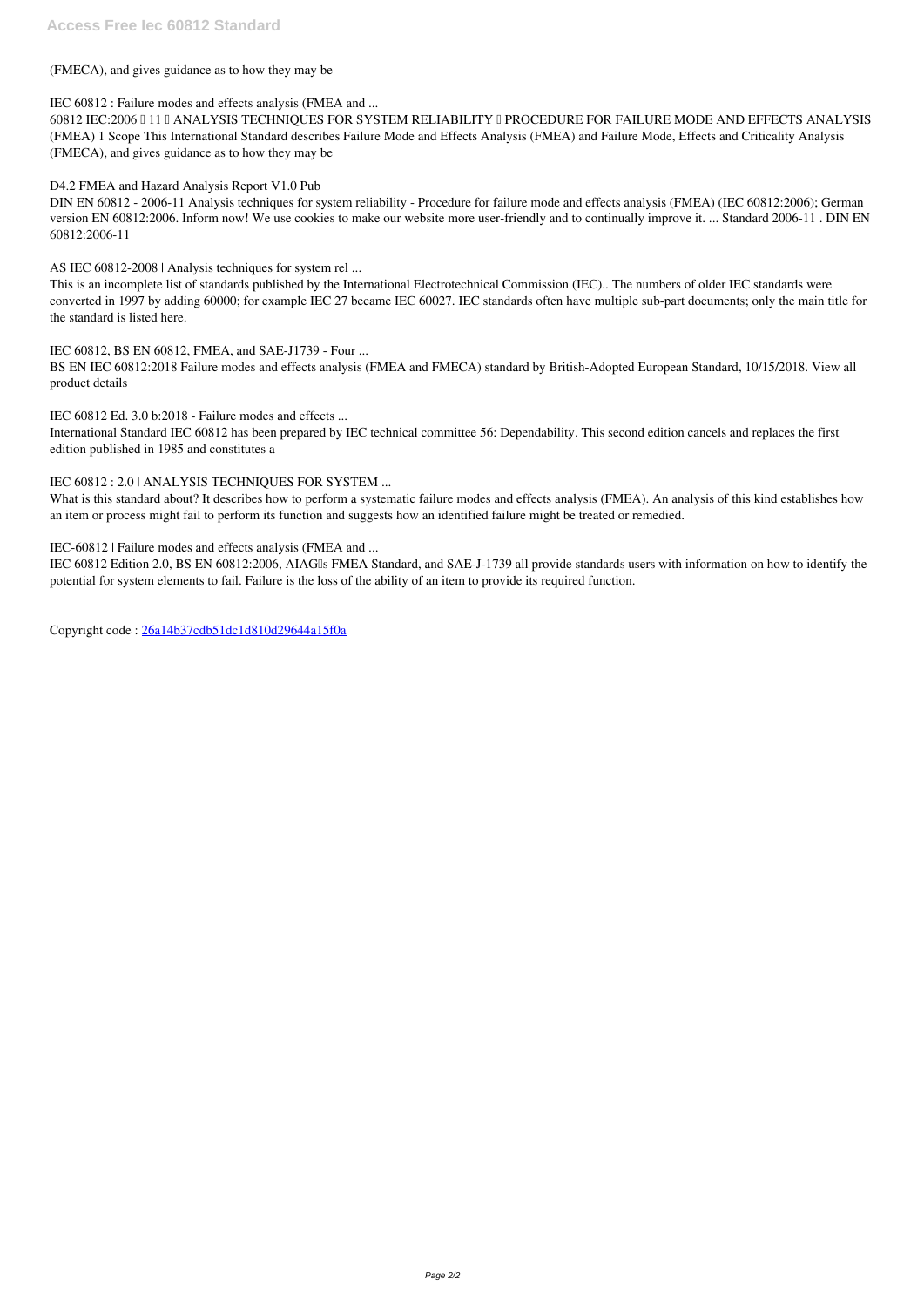(FMECA), and gives guidance as to how they may be

IEC 60812 : Failure modes and effects analysis (FMEA and ...

60812 IEC:2006 – 11 – ANALYSIS TECHNIQUES FOR SYSTEM RELIABILITY – PROCEDURE FOR FAILURE MODE AND EFFECTS ANALYSIS (FMEA) 1 Scope This International Standard describes Failure Mode and Effects Analysis (FMEA) and Failure Mode, Effects and Criticality Analysis (FMECA), and gives guidance as to how they may be

D4.2 FMEA and Hazard Analysis Report V1.0 Pub

DIN EN 60812 - 2006-11 Analysis techniques for system reliability - Procedure for failure mode and effects analysis (FMEA) (IEC 60812:2006); German version EN 60812:2006. Inform now! We use cookies to make our website more user-friendly and to continually improve it. ... Standard 2006-11 . DIN EN 60812:2006-11

AS IEC 60812-2008 | Analysis techniques for system rel ...

This is an incomplete list of standards published by the International Electrotechnical Commission (IEC).. The numbers of older IEC standards were converted in 1997 by adding 60000; for example IEC 27 became IEC 60027. IEC standards often have multiple sub-part documents; only the main title for the standard is listed here.

IEC 60812, BS EN 60812, FMEA, and SAE-J1739 - Four ...

BS EN IEC 60812:2018 Failure modes and effects analysis (FMEA and FMECA) standard by British-Adopted European Standard, 10/15/2018. View all product details

IEC 60812 Ed. 3.0 b:2018 - Failure modes and effects ...

International Standard IEC 60812 has been prepared by IEC technical committee 56: Dependability. This second edition cancels and replaces the first edition published in 1985 and constitutes a

IEC 60812 : 2.0 | ANALYSIS TECHNIQUES FOR SYSTEM ...

What is this standard about? It describes how to perform a systematic failure modes and effects analysis (FMEA). An analysis of this kind establishes how an item or process might fail to perform its function and suggests how an identified failure might be treated or remedied.

IEC-60812 | Failure modes and effects analysis (FMEA and ...

IEC 60812 Edition 2.0, BS EN 60812:2006, AIAG's FMEA Standard, and SAE-J-1739 all provide standards users with information on how to identify the potential for system elements to fail. Failure is the loss of the ability of an item to provide its required function.

Copyright code : 26a14b37cdb51dc1d810d29644a15f0a